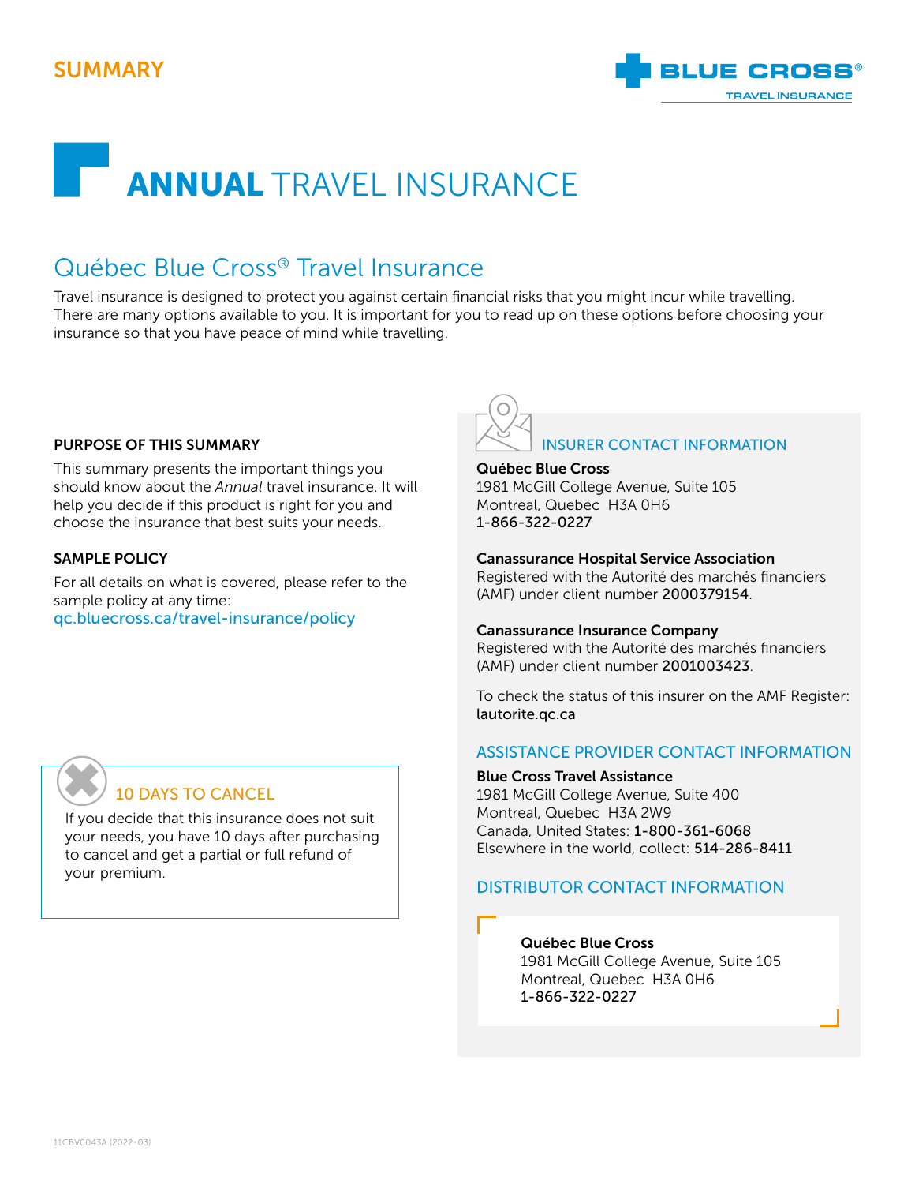## SUMMARY

BLUE CROSS®
TRAVEL INSURANCE

# ANNUAL TRAVEL INSURANCE

## Québec Blue Cross® Travel Insurance

Travel insurance is designed to protect you against certain financial risks that you might incur while travelling. There are many options available to you. It is important for you to read up on these options before choosing your insurance so that you have peace of mind while travelling.

### PURPOSE OF THIS SUMMARY

This summary presents the important things you should know about the *Annual* travel insurance. It will help you decide if this product is right for you and choose the insurance that best suits your needs.

### SAMPLE POLICY

For all details on what is covered, please refer to the sample policy at any time:
qc.bluecross.ca/travel-insurance/policy

### 10 DAYS TO CANCEL

If you decide that this insurance does not suit your needs, you have 10 days after purchasing to cancel and get a partial or full refund of your premium.

### INSURER CONTACT INFORMATION

**Québec Blue Cross**
1981 McGill College Avenue, Suite 105
Montreal, Quebec H3A 0H6
1-866-322-0227

**Canassurance Hospital Service Association**
Registered with the Autorité des marchés financiers (AMF) under client number **2000379154**.

**Canassurance Insurance Company**
Registered with the Autorité des marchés financiers (AMF) under client number **2001003423**.

To check the status of this insurer on the AMF Register:
lautorite.qc.ca

### ASSISTANCE PROVIDER CONTACT INFORMATION

**Blue Cross Travel Assistance**
1981 McGill College Avenue, Suite 400
Montreal, Quebec H3A 2W9
Canada, United States: **1-800-361-6068**
Elsewhere in the world, collect: **514-286-8411**

### DISTRIBUTOR CONTACT INFORMATION

**Québec Blue Cross**
1981 McGill College Avenue, Suite 105
Montreal, Quebec H3A 0H6
1-866-322-0227

11CBV0043A (2022-03)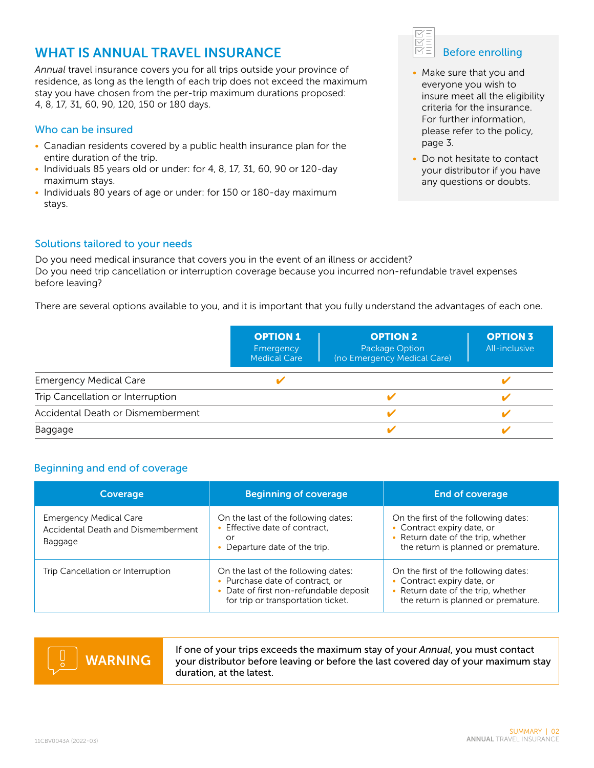# WHAT IS ANNUAL TRAVEL INSURANCE

*Annual* travel insurance covers you for all trips outside your province of residence, as long as the length of each trip does not exceed the maximum stay you have chosen from the per-trip maximum durations proposed: 4, 8, 17, 31, 60, 90, 120, 150 or 180 days.

## Who can be insured

- Canadian residents covered by a public health insurance plan for the entire duration of the trip.
- Individuals 85 years old or under: for 4, 8, 17, 31, 60, 90 or 120-day maximum stays.
- Individuals 80 years of age or under: for 150 or 180-day maximum stays.

### Before enrolling

- Make sure that you and everyone you wish to insure meet all the eligibility criteria for the insurance. For further information, please refer to the policy, page 3.
- Do not hesitate to contact your distributor if you have any questions or doubts.

## Solutions tailored to your needs

Do you need medical insurance that covers you in the event of an illness or accident?
Do you need trip cancellation or interruption coverage because you incurred non-refundable travel expenses before leaving?

There are several options available to you, and it is important that you fully understand the advantages of each one.

| | **OPTION 1** Emergency Medical Care | **OPTION 2** Package Option (no Emergency Medical Care) | **OPTION 3** All-inclusive |
|---|---|---|---|
| Emergency Medical Care | ✔ | | ✔ |
| Trip Cancellation or Interruption | | ✔ | ✔ |
| Accidental Death or Dismemberment | | ✔ | ✔ |
| Baggage | | ✔ | ✔ |

## Beginning and end of coverage

| Coverage | Beginning of coverage | End of coverage |
|---|---|---|
| Emergency Medical Care<br>Accidental Death and Dismemberment<br>Baggage | On the last of the following dates:<br>• Effective date of contract,<br>or<br>• Departure date of the trip. | On the first of the following dates:<br>• Contract expiry date, or<br>• Return date of the trip, whether the return is planned or premature. |
| Trip Cancellation or Interruption | On the last of the following dates:<br>• Purchase date of contract, or<br>• Date of first non-refundable deposit for trip or transportation ticket. | On the first of the following dates:<br>• Contract expiry date, or<br>• Return date of the trip, whether the return is planned or premature. |

**WARNING**

**If one of your trips exceeds the maximum stay of your *Annual*, you must contact your distributor before leaving or before the last covered day of your maximum stay duration, at the latest.**

11CBV0043A (2022-03)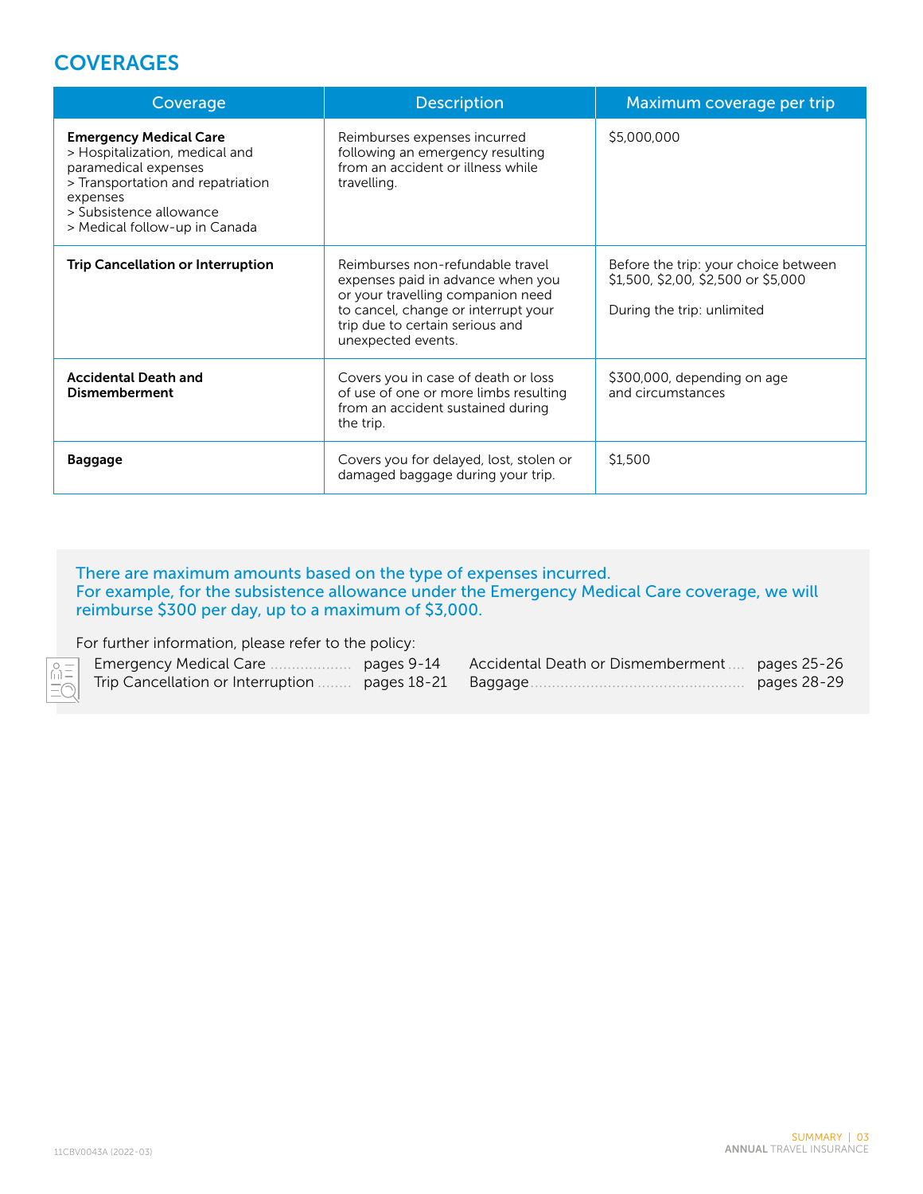## COVERAGES

| Coverage | Description | Maximum coverage per trip |
|---|---|---|
| **Emergency Medical Care**<br>> Hospitalization, medical and paramedical expenses<br>> Transportation and repatriation expenses<br>> Subsistence allowance<br>> Medical follow-up in Canada | Reimburses expenses incurred following an emergency resulting from an accident or illness while travelling. | $5,000,000 |
| **Trip Cancellation or Interruption** | Reimburses non-refundable travel expenses paid in advance when you or your travelling companion need to cancel, change or interrupt your trip due to certain serious and unexpected events. | Before the trip: your choice between $1,500, $2,00, $2,500 or $5,000<br><br>During the trip: unlimited |
| **Accidental Death and Dismemberment** | Covers you in case of death or loss of use of one or more limbs resulting from an accident sustained during the trip. | $300,000, depending on age and circumstances |
| **Baggage** | Covers you for delayed, lost, stolen or damaged baggage during your trip. | $1,500 |

There are maximum amounts based on the type of expenses incurred.
For example, for the subsistence allowance under the Emergency Medical Care coverage, we will reimburse $300 per day, up to a maximum of $3,000.

For further information, please refer to the policy:

- Emergency Medical Care .................. pages 9-14
- Trip Cancellation or Interruption ........ pages 18-21
- Accidental Death or Dismemberment .... pages 25-26
- Baggage .................................................. pages 28-29

11CBV0043A (2022-03)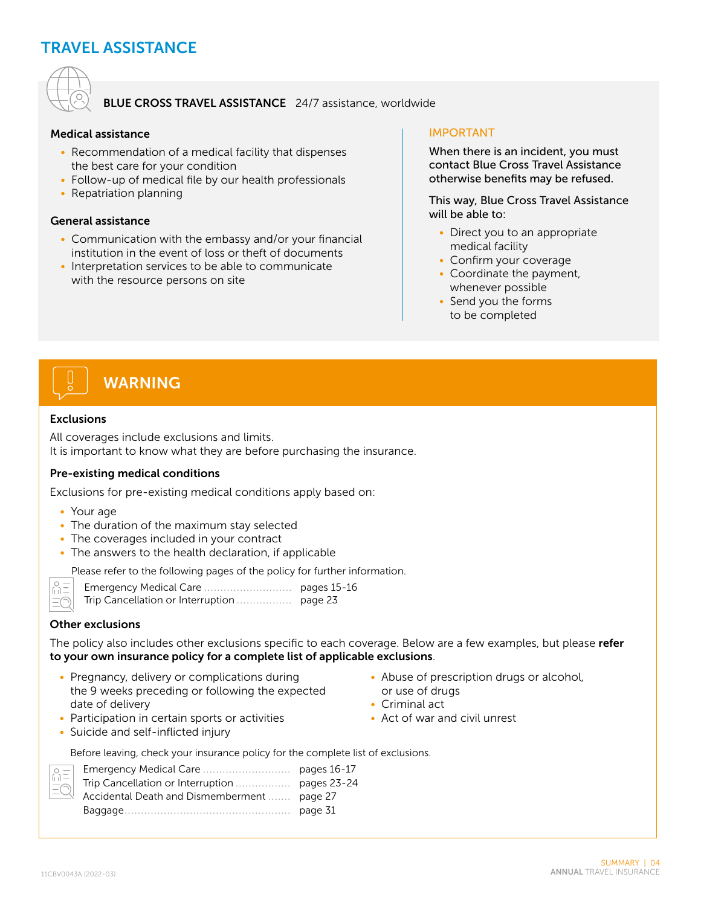# TRAVEL ASSISTANCE

**BLUE CROSS TRAVEL ASSISTANCE** 24/7 assistance, worldwide

### Medical assistance

- Recommendation of a medical facility that dispenses the best care for your condition
- Follow-up of medical file by our health professionals
- Repatriation planning

### General assistance

- Communication with the embassy and/or your financial institution in the event of loss or theft of documents
- Interpretation services to be able to communicate with the resource persons on site

### IMPORTANT

When there is an incident, you must contact Blue Cross Travel Assistance otherwise benefits may be refused.

This way, Blue Cross Travel Assistance will be able to:

- Direct you to an appropriate medical facility
- Confirm your coverage
- Coordinate the payment, whenever possible
- Send you the forms to be completed

## WARNING

### Exclusions

All coverages include exclusions and limits.
It is important to know what they are before purchasing the insurance.

### Pre-existing medical conditions

Exclusions for pre-existing medical conditions apply based on:

- Your age
- The duration of the maximum stay selected
- The coverages included in your contract
- The answers to the health declaration, if applicable

Please refer to the following pages of the policy for further information.

| | |
|---|---|
| Emergency Medical Care | pages 15-16 |
| Trip Cancellation or Interruption | page 23 |

### Other exclusions

The policy also includes other exclusions specific to each coverage. Below are a few examples, but please **refer to your own insurance policy for a complete list of applicable exclusions**.

- Pregnancy, delivery or complications during the 9 weeks preceding or following the expected date of delivery
- Participation in certain sports or activities
- Suicide and self-inflicted injury
- Abuse of prescription drugs or alcohol, or use of drugs
- Criminal act
- Act of war and civil unrest

Before leaving, check your insurance policy for the complete list of exclusions.

| | |
|---|---|
| Emergency Medical Care | pages 16-17 |
| Trip Cancellation or Interruption | pages 23-24 |
| Accidental Death and Dismemberment | page 27 |
| Baggage | page 31 |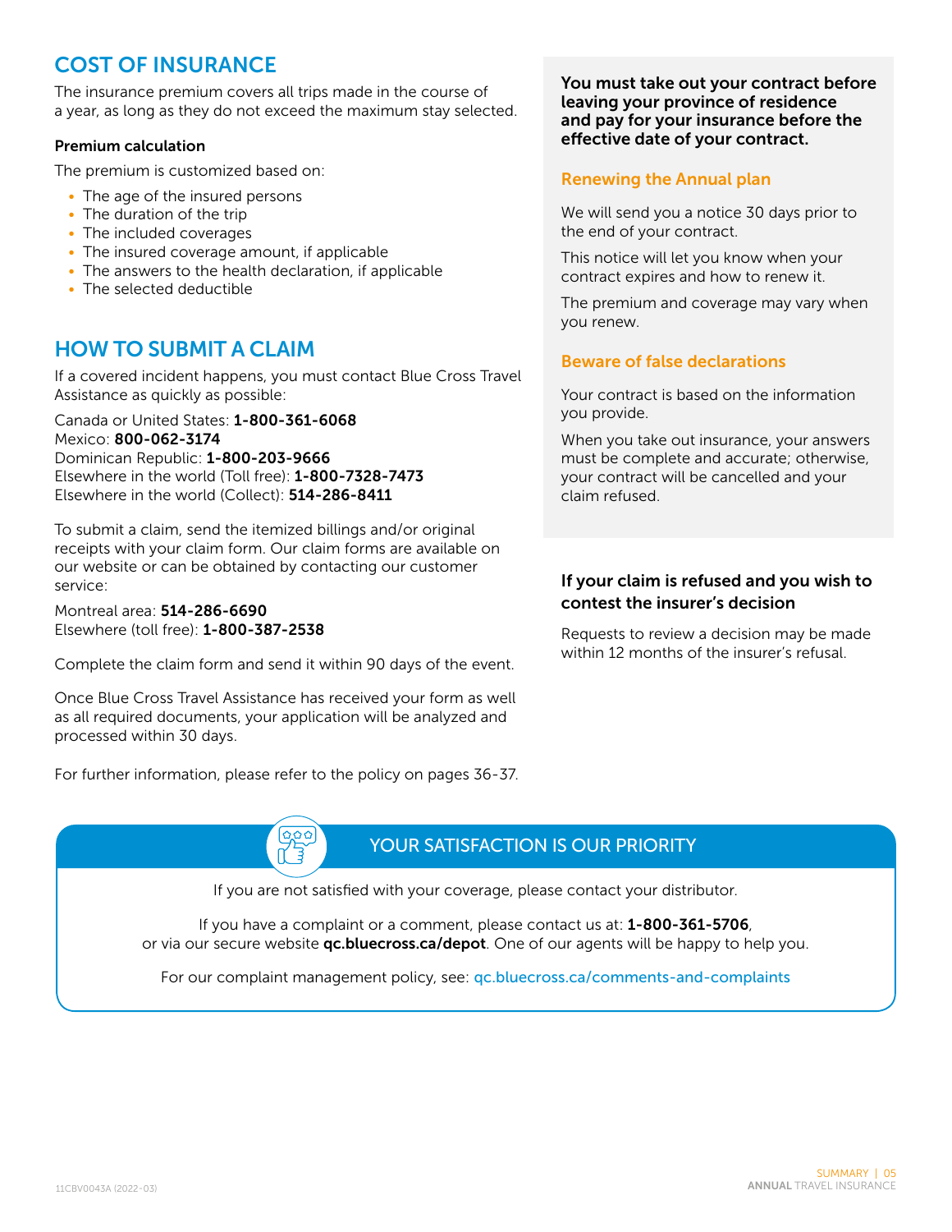## COST OF INSURANCE

The insurance premium covers all trips made in the course of a year, as long as they do not exceed the maximum stay selected.

**Premium calculation**

The premium is customized based on:

- The age of the insured persons
- The duration of the trip
- The included coverages
- The insured coverage amount, if applicable
- The answers to the health declaration, if applicable
- The selected deductible

## HOW TO SUBMIT A CLAIM

If a covered incident happens, you must contact Blue Cross Travel Assistance as quickly as possible:

Canada or United States: **1-800-361-6068**
Mexico: **800-062-3174**
Dominican Republic: **1-800-203-9666**
Elsewhere in the world (Toll free): **1-800-7328-7473**
Elsewhere in the world (Collect): **514-286-8411**

To submit a claim, send the itemized billings and/or original receipts with your claim form. Our claim forms are available on our website or can be obtained by contacting our customer service:

Montreal area: **514-286-6690**
Elsewhere (toll free): **1-800-387-2538**

Complete the claim form and send it within 90 days of the event.

Once Blue Cross Travel Assistance has received your form as well as all required documents, your application will be analyzed and processed within 30 days.

For further information, please refer to the policy on pages 36-37.

**You must take out your contract before leaving your province of residence and pay for your insurance before the effective date of your contract.**

### Renewing the Annual plan

We will send you a notice 30 days prior to the end of your contract.

This notice will let you know when your contract expires and how to renew it.

The premium and coverage may vary when you renew.

### Beware of false declarations

Your contract is based on the information you provide.

When you take out insurance, your answers must be complete and accurate; otherwise, your contract will be cancelled and your claim refused.

### If your claim is refused and you wish to contest the insurer's decision

Requests to review a decision may be made within 12 months of the insurer's refusal.

## YOUR SATISFACTION IS OUR PRIORITY

If you are not satisfied with your coverage, please contact your distributor.

If you have a complaint or a comment, please contact us at: **1-800-361-5706**, or via our secure website **qc.bluecross.ca/depot**. One of our agents will be happy to help you.

For our complaint management policy, see: qc.bluecross.ca/comments-and-complaints

11CBV0043A (2022-03)